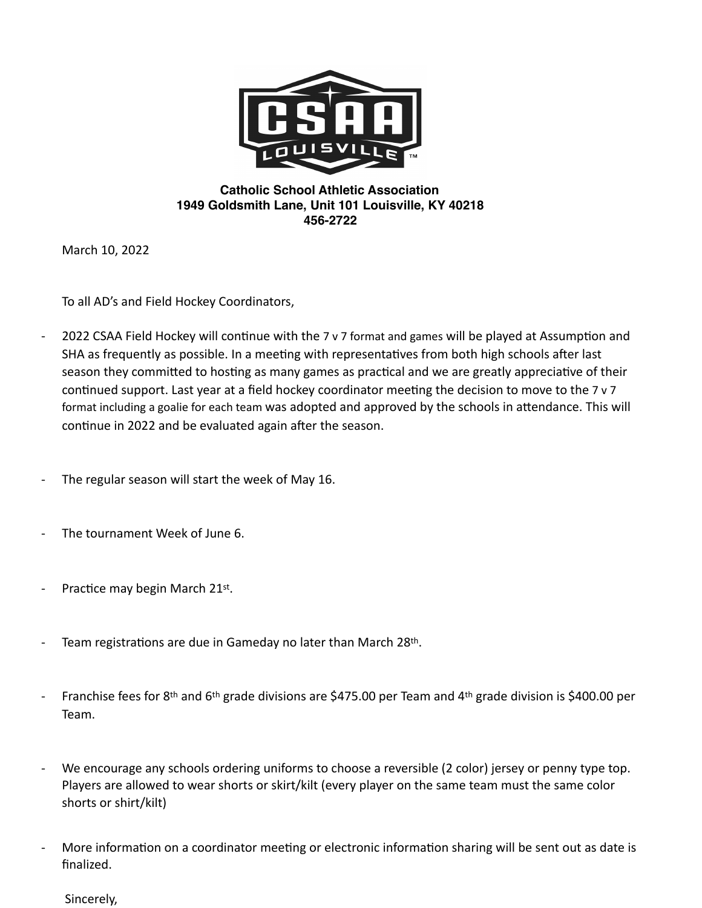**Catholic School Athletic Association**
**1949 Goldsmith Lane, Unit 101 Louisville, KY 40218**
**456-2722**

March 10, 2022

To all AD's and Field Hockey Coordinators,

- 2022 CSAA Field Hockey will continue with the 7 v 7 format and games will be played at Assumption and SHA as frequently as possible. In a meeting with representatives from both high schools after last season they committed to hosting as many games as practical and we are greatly appreciative of their continued support. Last year at a field hockey coordinator meeting the decision to move to the 7 v 7 format including a goalie for each team was adopted and approved by the schools in attendance. This will continue in 2022 and be evaluated again after the season.

- The regular season will start the week of May 16.

- The tournament Week of June 6.

- Practice may begin March 21st.

- Team registrations are due in Gameday no later than March 28th.

- Franchise fees for 8th and 6th grade divisions are $475.00 per Team and 4th grade division is $400.00 per Team.

- We encourage any schools ordering uniforms to choose a reversible (2 color) jersey or penny type top. Players are allowed to wear shorts or skirt/kilt (every player on the same team must the same color shorts or shirt/kilt)

- More information on a coordinator meeting or electronic information sharing will be sent out as date is finalized.

Sincerely,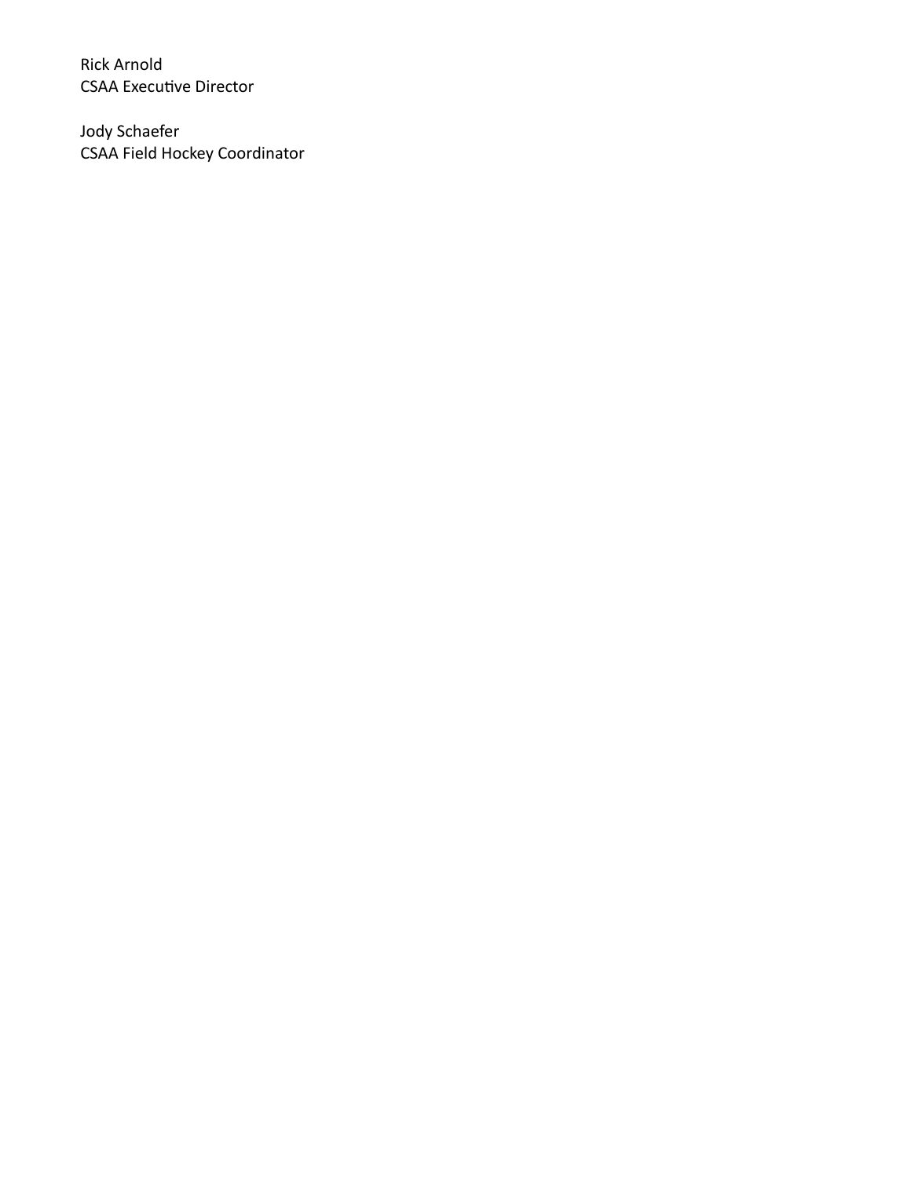Rick Arnold
CSAA Executive Director

Jody Schaefer
CSAA Field Hockey Coordinator